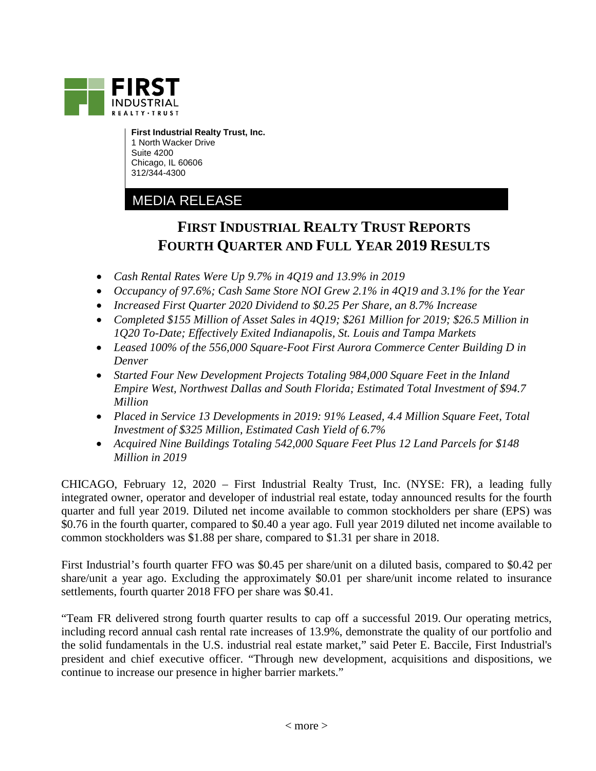FIRST INDUSTRIAL REALTY·TRUST

**First Industrial Realty Trust, Inc.**
1 North Wacker Drive
Suite 4200
Chicago, IL 60606
312/344-4300

MEDIA RELEASE

# FIRST INDUSTRIAL REALTY TRUST REPORTS FOURTH QUARTER AND FULL YEAR 2019 RESULTS

- *Cash Rental Rates Were Up 9.7% in 4Q19 and 13.9% in 2019*
- *Occupancy of 97.6%; Cash Same Store NOI Grew 2.1% in 4Q19 and 3.1% for the Year*
- *Increased First Quarter 2020 Dividend to $0.25 Per Share, an 8.7% Increase*
- *Completed $155 Million of Asset Sales in 4Q19; $261 Million for 2019; $26.5 Million in 1Q20 To-Date; Effectively Exited Indianapolis, St. Louis and Tampa Markets*
- *Leased 100% of the 556,000 Square-Foot First Aurora Commerce Center Building D in Denver*
- *Started Four New Development Projects Totaling 984,000 Square Feet in the Inland Empire West, Northwest Dallas and South Florida; Estimated Total Investment of $94.7 Million*
- *Placed in Service 13 Developments in 2019: 91% Leased, 4.4 Million Square Feet, Total Investment of $325 Million, Estimated Cash Yield of 6.7%*
- *Acquired Nine Buildings Totaling 542,000 Square Feet Plus 12 Land Parcels for $148 Million in 2019*

CHICAGO, February 12, 2020 – First Industrial Realty Trust, Inc. (NYSE: FR), a leading fully integrated owner, operator and developer of industrial real estate, today announced results for the fourth quarter and full year 2019. Diluted net income available to common stockholders per share (EPS) was $0.76 in the fourth quarter, compared to $0.40 a year ago. Full year 2019 diluted net income available to common stockholders was $1.88 per share, compared to $1.31 per share in 2018.

First Industrial's fourth quarter FFO was $0.45 per share/unit on a diluted basis, compared to $0.42 per share/unit a year ago. Excluding the approximately $0.01 per share/unit income related to insurance settlements, fourth quarter 2018 FFO per share was $0.41.

"Team FR delivered strong fourth quarter results to cap off a successful 2019. Our operating metrics, including record annual cash rental rate increases of 13.9%, demonstrate the quality of our portfolio and the solid fundamentals in the U.S. industrial real estate market," said Peter E. Baccile, First Industrial's president and chief executive officer. "Through new development, acquisitions and dispositions, we continue to increase our presence in higher barrier markets."

< more >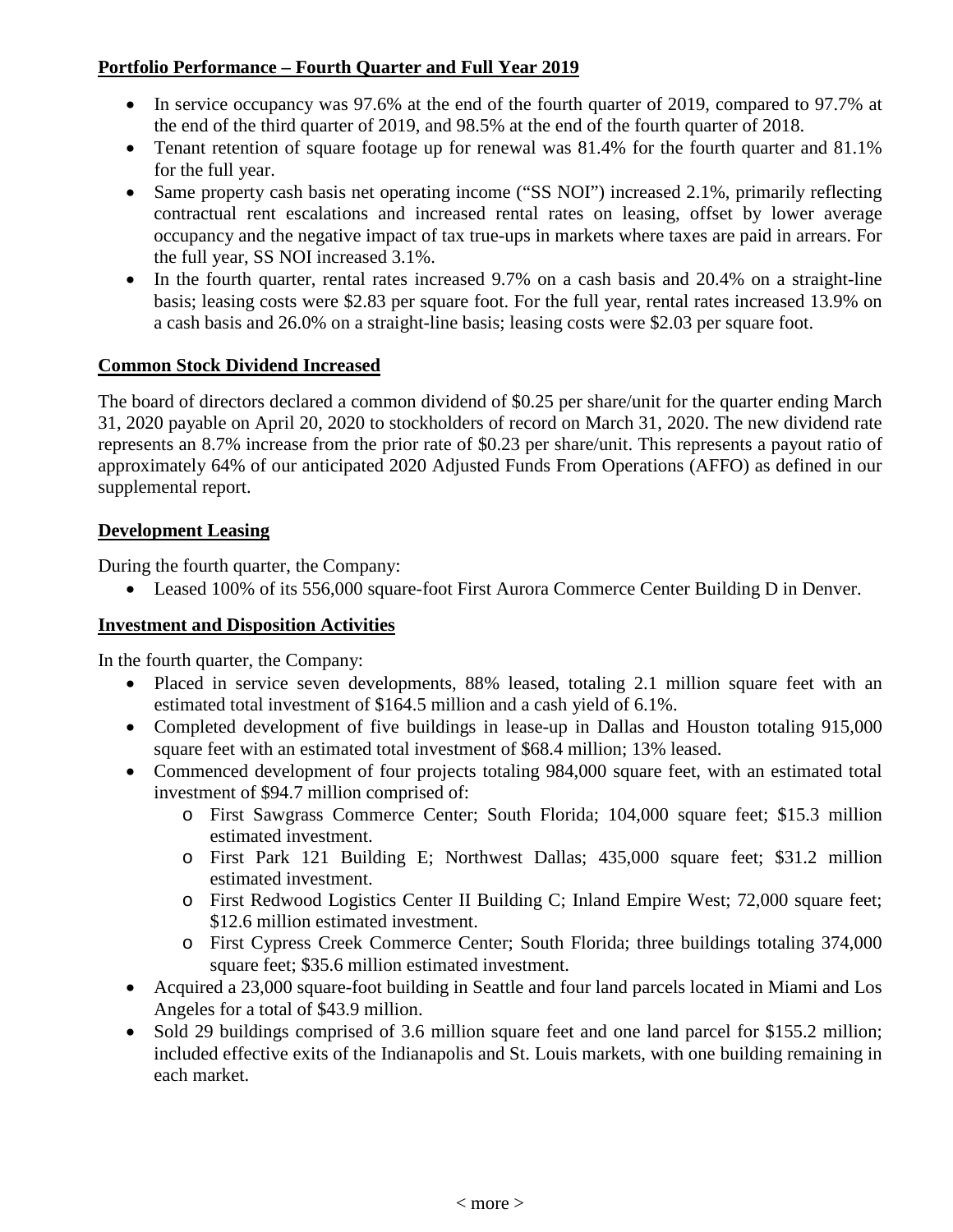## Portfolio Performance – Fourth Quarter and Full Year 2019

- In service occupancy was 97.6% at the end of the fourth quarter of 2019, compared to 97.7% at the end of the third quarter of 2019, and 98.5% at the end of the fourth quarter of 2018.
- Tenant retention of square footage up for renewal was 81.4% for the fourth quarter and 81.1% for the full year.
- Same property cash basis net operating income ("SS NOI") increased 2.1%, primarily reflecting contractual rent escalations and increased rental rates on leasing, offset by lower average occupancy and the negative impact of tax true-ups in markets where taxes are paid in arrears. For the full year, SS NOI increased 3.1%.
- In the fourth quarter, rental rates increased 9.7% on a cash basis and 20.4% on a straight-line basis; leasing costs were $2.83 per square foot. For the full year, rental rates increased 13.9% on a cash basis and 26.0% on a straight-line basis; leasing costs were $2.03 per square foot.

## Common Stock Dividend Increased

The board of directors declared a common dividend of $0.25 per share/unit for the quarter ending March 31, 2020 payable on April 20, 2020 to stockholders of record on March 31, 2020. The new dividend rate represents an 8.7% increase from the prior rate of $0.23 per share/unit. This represents a payout ratio of approximately 64% of our anticipated 2020 Adjusted Funds From Operations (AFFO) as defined in our supplemental report.

## Development Leasing

During the fourth quarter, the Company:

- Leased 100% of its 556,000 square-foot First Aurora Commerce Center Building D in Denver.

## Investment and Disposition Activities

In the fourth quarter, the Company:

- Placed in service seven developments, 88% leased, totaling 2.1 million square feet with an estimated total investment of $164.5 million and a cash yield of 6.1%.
- Completed development of five buildings in lease-up in Dallas and Houston totaling 915,000 square feet with an estimated total investment of $68.4 million; 13% leased.
- Commenced development of four projects totaling 984,000 square feet, with an estimated total investment of $94.7 million comprised of:
  - First Sawgrass Commerce Center; South Florida; 104,000 square feet; $15.3 million estimated investment.
  - First Park 121 Building E; Northwest Dallas; 435,000 square feet; $31.2 million estimated investment.
  - First Redwood Logistics Center II Building C; Inland Empire West; 72,000 square feet; $12.6 million estimated investment.
  - First Cypress Creek Commerce Center; South Florida; three buildings totaling 374,000 square feet; $35.6 million estimated investment.
- Acquired a 23,000 square-foot building in Seattle and four land parcels located in Miami and Los Angeles for a total of $43.9 million.
- Sold 29 buildings comprised of 3.6 million square feet and one land parcel for $155.2 million; included effective exits of the Indianapolis and St. Louis markets, with one building remaining in each market.

< more >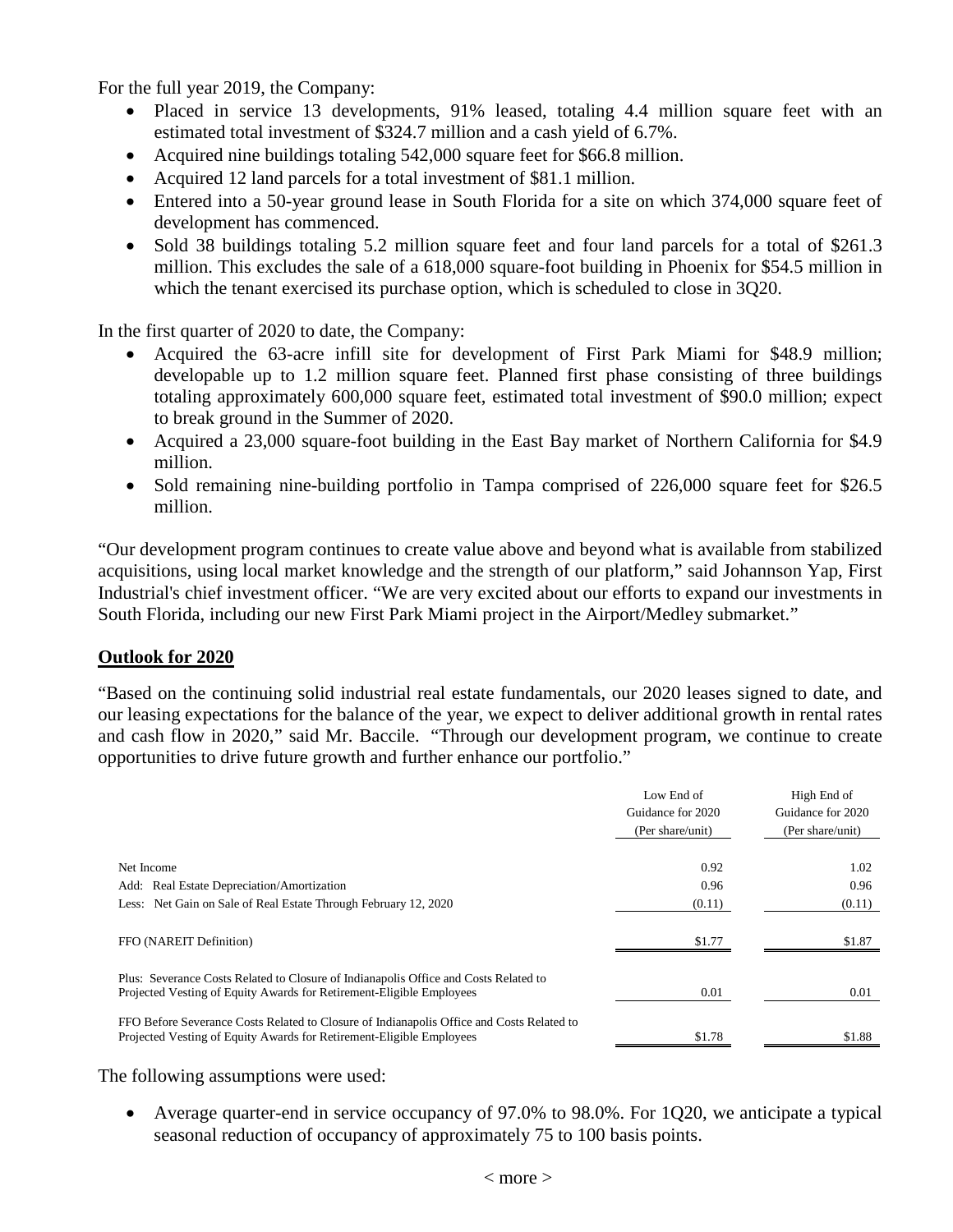For the full year 2019, the Company:

- Placed in service 13 developments, 91% leased, totaling 4.4 million square feet with an estimated total investment of $324.7 million and a cash yield of 6.7%.
- Acquired nine buildings totaling 542,000 square feet for $66.8 million.
- Acquired 12 land parcels for a total investment of $81.1 million.
- Entered into a 50-year ground lease in South Florida for a site on which 374,000 square feet of development has commenced.
- Sold 38 buildings totaling 5.2 million square feet and four land parcels for a total of $261.3 million. This excludes the sale of a 618,000 square-foot building in Phoenix for $54.5 million in which the tenant exercised its purchase option, which is scheduled to close in 3Q20.

In the first quarter of 2020 to date, the Company:

- Acquired the 63-acre infill site for development of First Park Miami for $48.9 million; developable up to 1.2 million square feet. Planned first phase consisting of three buildings totaling approximately 600,000 square feet, estimated total investment of $90.0 million; expect to break ground in the Summer of 2020.
- Acquired a 23,000 square-foot building in the East Bay market of Northern California for $4.9 million.
- Sold remaining nine-building portfolio in Tampa comprised of 226,000 square feet for $26.5 million.

"Our development program continues to create value above and beyond what is available from stabilized acquisitions, using local market knowledge and the strength of our platform," said Johannson Yap, First Industrial's chief investment officer. "We are very excited about our efforts to expand our investments in South Florida, including our new First Park Miami project in the Airport/Medley submarket."

## Outlook for 2020

"Based on the continuing solid industrial real estate fundamentals, our 2020 leases signed to date, and our leasing expectations for the balance of the year, we expect to deliver additional growth in rental rates and cash flow in 2020," said Mr. Baccile. "Through our development program, we continue to create opportunities to drive future growth and further enhance our portfolio."

| | Low End of Guidance for 2020 (Per share/unit) | High End of Guidance for 2020 (Per share/unit) |
|---|---|---|
| Net Income | 0.92 | 1.02 |
| Add: Real Estate Depreciation/Amortization | 0.96 | 0.96 |
| Less: Net Gain on Sale of Real Estate Through February 12, 2020 | (0.11) | (0.11) |
| FFO (NAREIT Definition) | $1.77 | $1.87 |
| Plus: Severance Costs Related to Closure of Indianapolis Office and Costs Related to Projected Vesting of Equity Awards for Retirement-Eligible Employees | 0.01 | 0.01 |
| FFO Before Severance Costs Related to Closure of Indianapolis Office and Costs Related to Projected Vesting of Equity Awards for Retirement-Eligible Employees | $1.78 | $1.88 |

The following assumptions were used:

- Average quarter-end in service occupancy of 97.0% to 98.0%. For 1Q20, we anticipate a typical seasonal reduction of occupancy of approximately 75 to 100 basis points.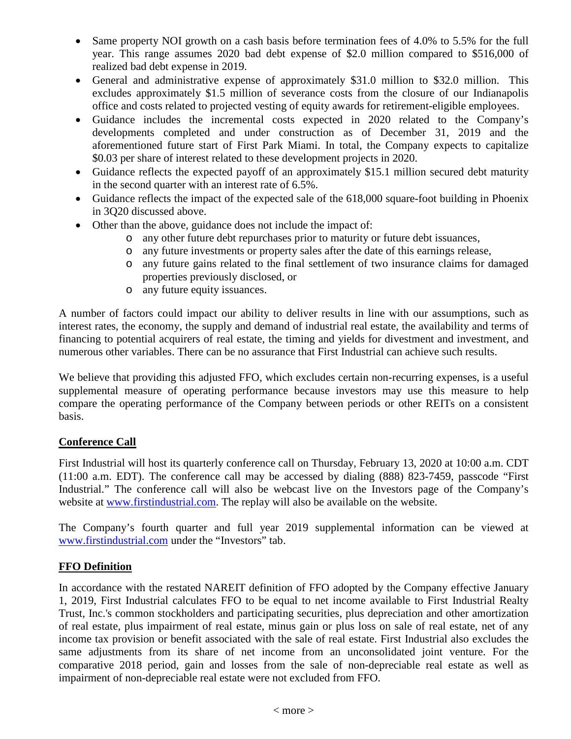- Same property NOI growth on a cash basis before termination fees of 4.0% to 5.5% for the full year. This range assumes 2020 bad debt expense of $2.0 million compared to $516,000 of realized bad debt expense in 2019.
- General and administrative expense of approximately $31.0 million to $32.0 million. This excludes approximately $1.5 million of severance costs from the closure of our Indianapolis office and costs related to projected vesting of equity awards for retirement-eligible employees.
- Guidance includes the incremental costs expected in 2020 related to the Company's developments completed and under construction as of December 31, 2019 and the aforementioned future start of First Park Miami. In total, the Company expects to capitalize $0.03 per share of interest related to these development projects in 2020.
- Guidance reflects the expected payoff of an approximately $15.1 million secured debt maturity in the second quarter with an interest rate of 6.5%.
- Guidance reflects the impact of the expected sale of the 618,000 square-foot building in Phoenix in 3Q20 discussed above.
- Other than the above, guidance does not include the impact of:
  - any other future debt repurchases prior to maturity or future debt issuances,
  - any future investments or property sales after the date of this earnings release,
  - any future gains related to the final settlement of two insurance claims for damaged properties previously disclosed, or
  - any future equity issuances.

A number of factors could impact our ability to deliver results in line with our assumptions, such as interest rates, the economy, the supply and demand of industrial real estate, the availability and terms of financing to potential acquirers of real estate, the timing and yields for divestment and investment, and numerous other variables. There can be no assurance that First Industrial can achieve such results.

We believe that providing this adjusted FFO, which excludes certain non-recurring expenses, is a useful supplemental measure of operating performance because investors may use this measure to help compare the operating performance of the Company between periods or other REITs on a consistent basis.

## Conference Call

First Industrial will host its quarterly conference call on Thursday, February 13, 2020 at 10:00 a.m. CDT (11:00 a.m. EDT). The conference call may be accessed by dialing (888) 823-7459, passcode "First Industrial." The conference call will also be webcast live on the Investors page of the Company's website at www.firstindustrial.com. The replay will also be available on the website.

The Company's fourth quarter and full year 2019 supplemental information can be viewed at www.firstindustrial.com under the "Investors" tab.

## FFO Definition

In accordance with the restated NAREIT definition of FFO adopted by the Company effective January 1, 2019, First Industrial calculates FFO to be equal to net income available to First Industrial Realty Trust, Inc.'s common stockholders and participating securities, plus depreciation and other amortization of real estate, plus impairment of real estate, minus gain or plus loss on sale of real estate, net of any income tax provision or benefit associated with the sale of real estate. First Industrial also excludes the same adjustments from its share of net income from an unconsolidated joint venture. For the comparative 2018 period, gain and losses from the sale of non-depreciable real estate as well as impairment of non-depreciable real estate were not excluded from FFO.

< more >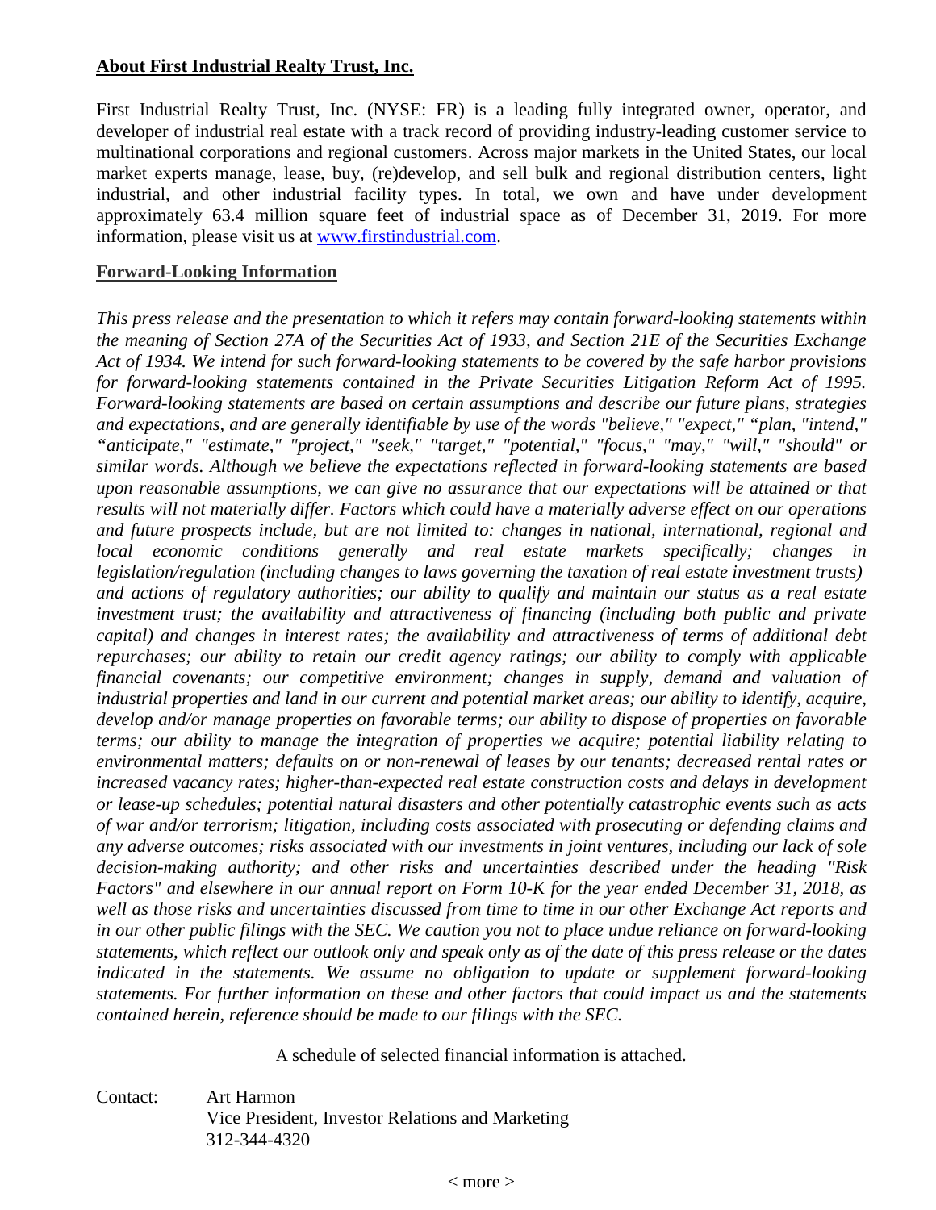**About First Industrial Realty Trust, Inc.**

First Industrial Realty Trust, Inc. (NYSE: FR) is a leading fully integrated owner, operator, and developer of industrial real estate with a track record of providing industry-leading customer service to multinational corporations and regional customers. Across major markets in the United States, our local market experts manage, lease, buy, (re)develop, and sell bulk and regional distribution centers, light industrial, and other industrial facility types. In total, we own and have under development approximately 63.4 million square feet of industrial space as of December 31, 2019. For more information, please visit us at [www.firstindustrial.com](http://www.firstindustrial.com).

**Forward-Looking Information**

*This press release and the presentation to which it refers may contain forward-looking statements within the meaning of Section 27A of the Securities Act of 1933, and Section 21E of the Securities Exchange Act of 1934. We intend for such forward-looking statements to be covered by the safe harbor provisions for forward-looking statements contained in the Private Securities Litigation Reform Act of 1995. Forward-looking statements are based on certain assumptions and describe our future plans, strategies and expectations, and are generally identifiable by use of the words "believe," "expect," "plan, "intend," "anticipate," "estimate," "project," "seek," "target," "potential," "focus," "may," "will," "should" or similar words. Although we believe the expectations reflected in forward-looking statements are based upon reasonable assumptions, we can give no assurance that our expectations will be attained or that results will not materially differ. Factors which could have a materially adverse effect on our operations and future prospects include, but are not limited to: changes in national, international, regional and local economic conditions generally and real estate markets specifically; changes in legislation/regulation (including changes to laws governing the taxation of real estate investment trusts) and actions of regulatory authorities; our ability to qualify and maintain our status as a real estate investment trust; the availability and attractiveness of financing (including both public and private capital) and changes in interest rates; the availability and attractiveness of terms of additional debt repurchases; our ability to retain our credit agency ratings; our ability to comply with applicable financial covenants; our competitive environment; changes in supply, demand and valuation of industrial properties and land in our current and potential market areas; our ability to identify, acquire, develop and/or manage properties on favorable terms; our ability to dispose of properties on favorable terms; our ability to manage the integration of properties we acquire; potential liability relating to environmental matters; defaults on or non-renewal of leases by our tenants; decreased rental rates or increased vacancy rates; higher-than-expected real estate construction costs and delays in development or lease-up schedules; potential natural disasters and other potentially catastrophic events such as acts of war and/or terrorism; litigation, including costs associated with prosecuting or defending claims and any adverse outcomes; risks associated with our investments in joint ventures, including our lack of sole decision-making authority; and other risks and uncertainties described under the heading "Risk Factors" and elsewhere in our annual report on Form 10-K for the year ended December 31, 2018, as well as those risks and uncertainties discussed from time to time in our other Exchange Act reports and in our other public filings with the SEC. We caution you not to place undue reliance on forward-looking statements, which reflect our outlook only and speak only as of the date of this press release or the dates indicated in the statements. We assume no obligation to update or supplement forward-looking statements. For further information on these and other factors that could impact us and the statements contained herein, reference should be made to our filings with the SEC.*

A schedule of selected financial information is attached.

Contact: Art Harmon
Vice President, Investor Relations and Marketing
312-344-4320

< more >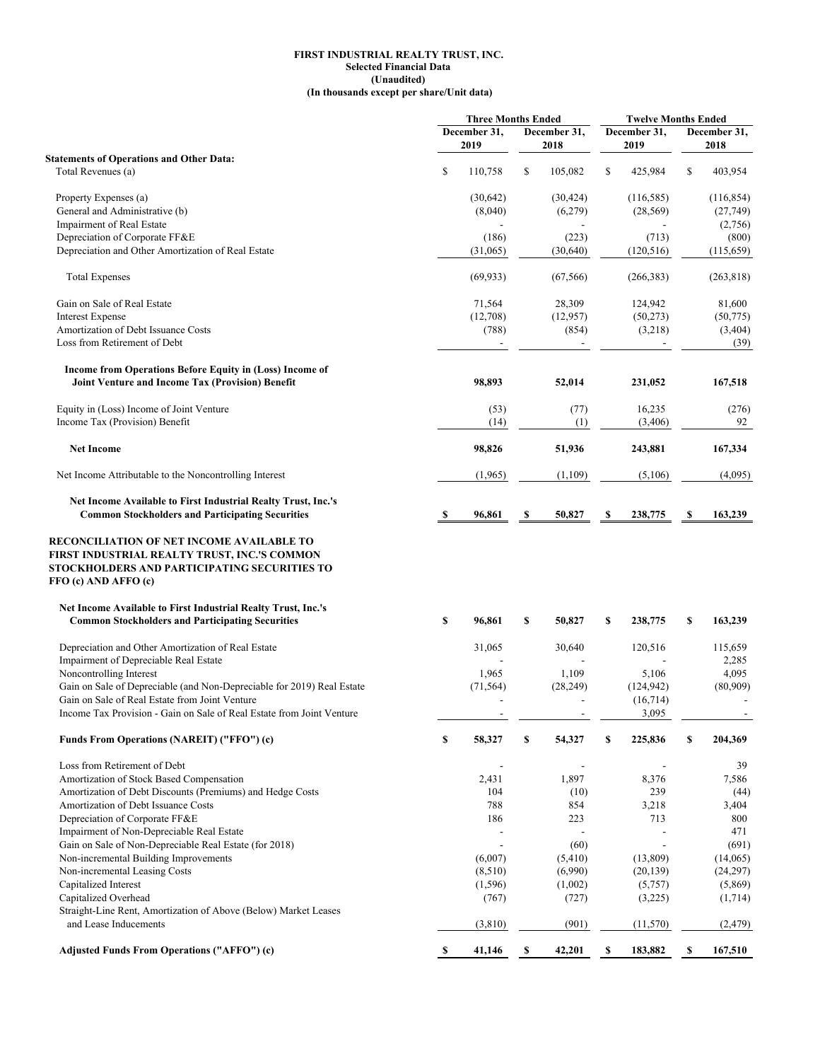**FIRST INDUSTRIAL REALTY TRUST, INC.**
**Selected Financial Data**
**(Unaudited)**
**(In thousands except per share/Unit data)**

| | Three Months Ended | | Twelve Months Ended | |
|---|---|---|---|---|
| | December 31, 2019 | December 31, 2018 | December 31, 2019 | December 31, 2018 |
| **Statements of Operations and Other Data:** | | | | |
| Total Revenues (a) | $ 110,758 | $ 105,082 | $ 425,984 | $ 403,954 |
| Property Expenses (a) | (30,642) | (30,424) | (116,585) | (116,854) |
| General and Administrative (b) | (8,040) | (6,279) | (28,569) | (27,749) |
| Impairment of Real Estate | - | - | - | (2,756) |
| Depreciation of Corporate FF&E | (186) | (223) | (713) | (800) |
| Depreciation and Other Amortization of Real Estate | (31,065) | (30,640) | (120,516) | (115,659) |
| Total Expenses | (69,933) | (67,566) | (266,383) | (263,818) |
| Gain on Sale of Real Estate | 71,564 | 28,309 | 124,942 | 81,600 |
| Interest Expense | (12,708) | (12,957) | (50,273) | (50,775) |
| Amortization of Debt Issuance Costs | (788) | (854) | (3,218) | (3,404) |
| Loss from Retirement of Debt | - | - | - | (39) |
| **Income from Operations Before Equity in (Loss) Income of Joint Venture and Income Tax (Provision) Benefit** | **98,893** | **52,014** | **231,052** | **167,518** |
| Equity in (Loss) Income of Joint Venture | (53) | (77) | 16,235 | (276) |
| Income Tax (Provision) Benefit | (14) | (1) | (3,406) | 92 |
| **Net Income** | **98,826** | **51,936** | **243,881** | **167,334** |
| Net Income Attributable to the Noncontrolling Interest | (1,965) | (1,109) | (5,106) | (4,095) |
| **Net Income Available to First Industrial Realty Trust, Inc.'s Common Stockholders and Participating Securities** | **$ 96,861** | **$ 50,827** | **$ 238,775** | **$ 163,239** |

**RECONCILIATION OF NET INCOME AVAILABLE TO FIRST INDUSTRIAL REALTY TRUST, INC.'S COMMON STOCKHOLDERS AND PARTICIPATING SECURITIES TO FFO (c) AND AFFO (c)**

| | Three Months Ended | | Twelve Months Ended | |
|---|---|---|---|---|
| | December 31, 2019 | December 31, 2018 | December 31, 2019 | December 31, 2018 |
| **Net Income Available to First Industrial Realty Trust, Inc.'s Common Stockholders and Participating Securities** | **$ 96,861** | **$ 50,827** | **$ 238,775** | **$ 163,239** |
| Depreciation and Other Amortization of Real Estate | 31,065 | 30,640 | 120,516 | 115,659 |
| Impairment of Depreciable Real Estate | - | - | - | 2,285 |
| Noncontrolling Interest | 1,965 | 1,109 | 5,106 | 4,095 |
| Gain on Sale of Depreciable (and Non-Depreciable for 2019) Real Estate | (71,564) | (28,249) | (124,942) | (80,909) |
| Gain on Sale of Real Estate from Joint Venture | - | - | (16,714) | - |
| Income Tax Provision - Gain on Sale of Real Estate from Joint Venture | - | - | 3,095 | - |
| **Funds From Operations (NAREIT) ("FFO") (c)** | **$ 58,327** | **$ 54,327** | **$ 225,836** | **$ 204,369** |
| Loss from Retirement of Debt | - | - | - | 39 |
| Amortization of Stock Based Compensation | 2,431 | 1,897 | 8,376 | 7,586 |
| Amortization of Debt Discounts (Premiums) and Hedge Costs | 104 | (10) | 239 | (44) |
| Amortization of Debt Issuance Costs | 788 | 854 | 3,218 | 3,404 |
| Depreciation of Corporate FF&E | 186 | 223 | 713 | 800 |
| Impairment of Non-Depreciable Real Estate | - | - | - | 471 |
| Gain on Sale of Non-Depreciable Real Estate (for 2018) | - | (60) | - | (691) |
| Non-incremental Building Improvements | (6,007) | (5,410) | (13,809) | (14,065) |
| Non-incremental Leasing Costs | (8,510) | (6,990) | (20,139) | (24,297) |
| Capitalized Interest | (1,596) | (1,002) | (5,757) | (5,869) |
| Capitalized Overhead | (767) | (727) | (3,225) | (1,714) |
| Straight-Line Rent, Amortization of Above (Below) Market Leases and Lease Inducements | (3,810) | (901) | (11,570) | (2,479) |
| **Adjusted Funds From Operations ("AFFO") (c)** | **$ 41,146** | **$ 42,201** | **$ 183,882** | **$ 167,510** |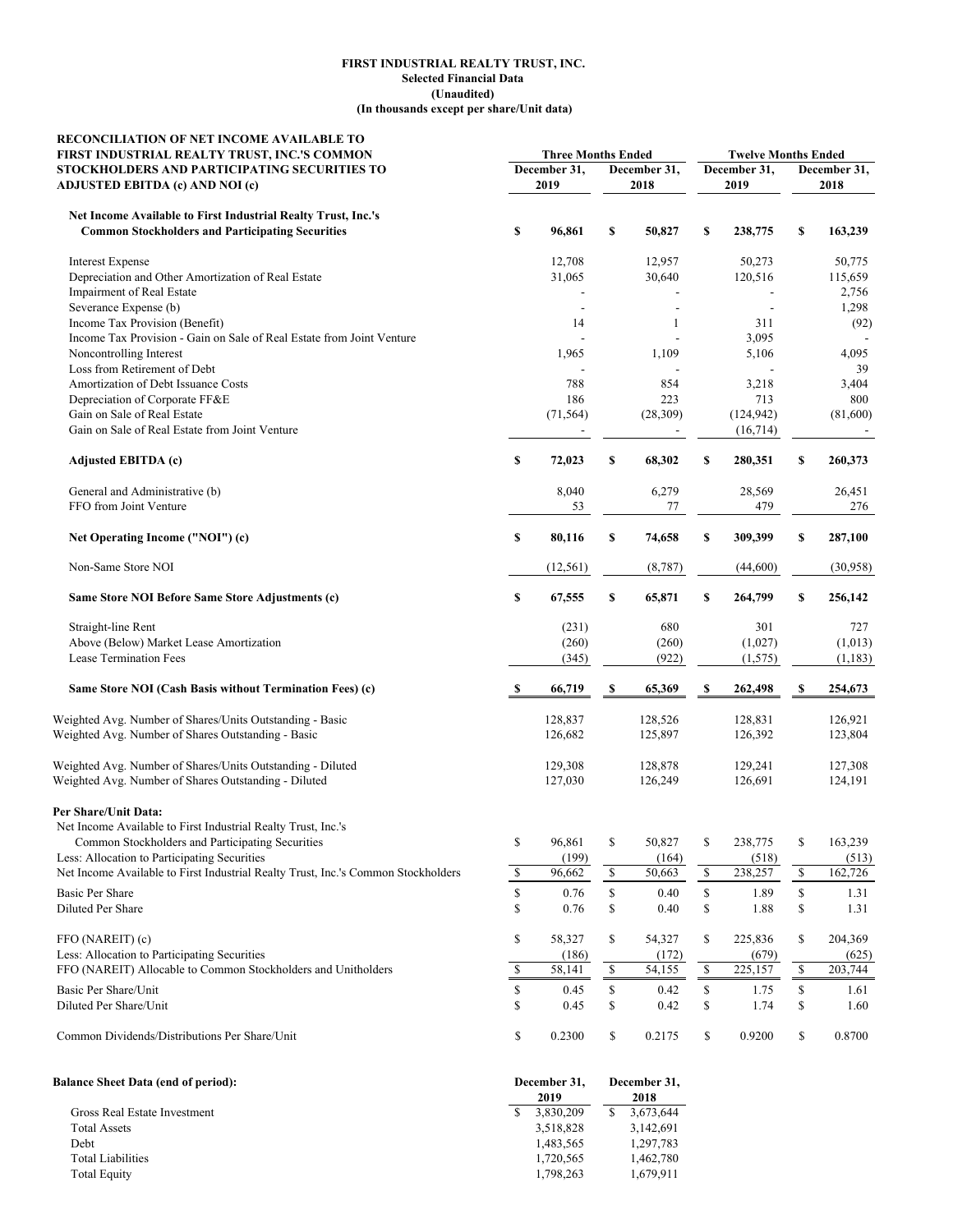**FIRST INDUSTRIAL REALTY TRUST, INC.**
**Selected Financial Data**
**(Unaudited)**
**(In thousands except per share/Unit data)**

| RECONCILIATION OF NET INCOME AVAILABLE TO FIRST INDUSTRIAL REALTY TRUST, INC.'S COMMON STOCKHOLDERS AND PARTICIPATING SECURITIES TO ADJUSTED EBITDA (c) AND NOI (c) | Three Months Ended | | Twelve Months Ended | |
|---|---|---|---|---|
| | December 31, 2019 | December 31, 2018 | December 31, 2019 | December 31, 2018 |
| **Net Income Available to First Industrial Realty Trust, Inc.'s Common Stockholders and Participating Securities** | **$ 96,861** | **$ 50,827** | **$ 238,775** | **$ 163,239** |
| Interest Expense | 12,708 | 12,957 | 50,273 | 50,775 |
| Depreciation and Other Amortization of Real Estate | 31,065 | 30,640 | 120,516 | 115,659 |
| Impairment of Real Estate | - | - | - | 2,756 |
| Severance Expense (b) | - | - | - | 1,298 |
| Income Tax Provision (Benefit) | 14 | 1 | 311 | (92) |
| Income Tax Provision - Gain on Sale of Real Estate from Joint Venture | - | - | 3,095 | - |
| Noncontrolling Interest | 1,965 | 1,109 | 5,106 | 4,095 |
| Loss from Retirement of Debt | - | - | - | 39 |
| Amortization of Debt Issuance Costs | 788 | 854 | 3,218 | 3,404 |
| Depreciation of Corporate FF&E | 186 | 223 | 713 | 800 |
| Gain on Sale of Real Estate | (71,564) | (28,309) | (124,942) | (81,600) |
| Gain on Sale of Real Estate from Joint Venture | - | - | (16,714) | - |
| **Adjusted EBITDA (c)** | **$ 72,023** | **$ 68,302** | **$ 280,351** | **$ 260,373** |
| General and Administrative (b) | 8,040 | 6,279 | 28,569 | 26,451 |
| FFO from Joint Venture | 53 | 77 | 479 | 276 |
| **Net Operating Income ("NOI") (c)** | **$ 80,116** | **$ 74,658** | **$ 309,399** | **$ 287,100** |
| Non-Same Store NOI | (12,561) | (8,787) | (44,600) | (30,958) |
| **Same Store NOI Before Same Store Adjustments (c)** | **$ 67,555** | **$ 65,871** | **$ 264,799** | **$ 256,142** |
| Straight-line Rent | (231) | 680 | 301 | 727 |
| Above (Below) Market Lease Amortization | (260) | (260) | (1,027) | (1,013) |
| Lease Termination Fees | (345) | (922) | (1,575) | (1,183) |
| **Same Store NOI (Cash Basis without Termination Fees) (c)** | **$ 66,719** | **$ 65,369** | **$ 262,498** | **$ 254,673** |
| Weighted Avg. Number of Shares/Units Outstanding - Basic | 128,837 | 128,526 | 128,831 | 126,921 |
| Weighted Avg. Number of Shares Outstanding - Basic | 126,682 | 125,897 | 126,392 | 123,804 |
| Weighted Avg. Number of Shares/Units Outstanding - Diluted | 129,308 | 128,878 | 129,241 | 127,308 |
| Weighted Avg. Number of Shares Outstanding - Diluted | 127,030 | 126,249 | 126,691 | 124,191 |
| **Per Share/Unit Data:** | | | | |
| Net Income Available to First Industrial Realty Trust, Inc.'s Common Stockholders and Participating Securities | $ 96,861 | $ 50,827 | $ 238,775 | $ 163,239 |
| Less: Allocation to Participating Securities | (199) | (164) | (518) | (513) |
| Net Income Available to First Industrial Realty Trust, Inc.'s Common Stockholders | $ 96,662 | $ 50,663 | $ 238,257 | $ 162,726 |
| Basic Per Share | $ 0.76 | $ 0.40 | $ 1.89 | $ 1.31 |
| Diluted Per Share | $ 0.76 | $ 0.40 | $ 1.88 | $ 1.31 |
| FFO (NAREIT) (c) | $ 58,327 | $ 54,327 | $ 225,836 | $ 204,369 |
| Less: Allocation to Participating Securities | (186) | (172) | (679) | (625) |
| FFO (NAREIT) Allocable to Common Stockholders and Unitholders | $ 58,141 | $ 54,155 | $ 225,157 | $ 203,744 |
| Basic Per Share/Unit | $ 0.45 | $ 0.42 | $ 1.75 | $ 1.61 |
| Diluted Per Share/Unit | $ 0.45 | $ 0.42 | $ 1.74 | $ 1.60 |
| Common Dividends/Distributions Per Share/Unit | $ 0.2300 | $ 0.2175 | $ 0.9200 | $ 0.8700 |

| **Balance Sheet Data (end of period):** | December 31, 2019 | December 31, 2018 |
|---|---|---|
| Gross Real Estate Investment | $ 3,830,209 | $ 3,673,644 |
| Total Assets | 3,518,828 | 3,142,691 |
| Debt | 1,483,565 | 1,297,783 |
| Total Liabilities | 1,720,565 | 1,462,780 |
| Total Equity | 1,798,263 | 1,679,911 |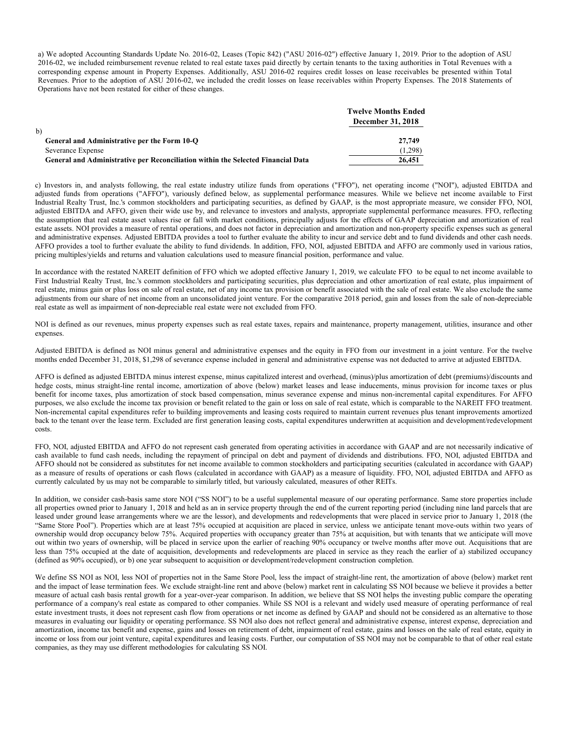a) We adopted Accounting Standards Update No. 2016-02, Leases (Topic 842) ("ASU 2016-02") effective January 1, 2019. Prior to the adoption of ASU 2016-02, we included reimbursement revenue related to real estate taxes paid directly by certain tenants to the taxing authorities in Total Revenues with a corresponding expense amount in Property Expenses. Additionally, ASU 2016-02 requires credit losses on lease receivables be presented within Total Revenues. Prior to the adoption of ASU 2016-02, we included the credit losses on lease receivables within Property Expenses. The 2018 Statements of Operations have not been restated for either of these changes.

b)

| | Twelve Months Ended December 31, 2018 |
|---|---|
| **General and Administrative per the Form 10-Q** | **27,749** |
| Severance Expense | (1,298) |
| **General and Administrative per Reconciliation within the Selected Financial Data** | **26,451** |

c) Investors in, and analysts following, the real estate industry utilize funds from operations ("FFO"), net operating income ("NOI"), adjusted EBITDA and adjusted funds from operations ("AFFO"), variously defined below, as supplemental performance measures. While we believe net income available to First Industrial Realty Trust, Inc.'s common stockholders and participating securities, as defined by GAAP, is the most appropriate measure, we consider FFO, NOI, adjusted EBITDA and AFFO, given their wide use by, and relevance to investors and analysts, appropriate supplemental performance measures. FFO, reflecting the assumption that real estate asset values rise or fall with market conditions, principally adjusts for the effects of GAAP depreciation and amortization of real estate assets. NOI provides a measure of rental operations, and does not factor in depreciation and amortization and non-property specific expenses such as general and administrative expenses. Adjusted EBITDA provides a tool to further evaluate the ability to incur and service debt and to fund dividends and other cash needs. AFFO provides a tool to further evaluate the ability to fund dividends. In addition, FFO, NOI, adjusted EBITDA and AFFO are commonly used in various ratios, pricing multiples/yields and returns and valuation calculations used to measure financial position, performance and value.

In accordance with the restated NAREIT definition of FFO which we adopted effective January 1, 2019, we calculate FFO to be equal to net income available to First Industrial Realty Trust, Inc.'s common stockholders and participating securities, plus depreciation and other amortization of real estate, plus impairment of real estate, minus gain or plus loss on sale of real estate, net of any income tax provision or benefit associated with the sale of real estate. We also exclude the same adjustments from our share of net income from an unconsolidated joint venture. For the comparative 2018 period, gain and losses from the sale of non-depreciable real estate as well as impairment of non-depreciable real estate were not excluded from FFO.

NOI is defined as our revenues, minus property expenses such as real estate taxes, repairs and maintenance, property management, utilities, insurance and other expenses.

Adjusted EBITDA is defined as NOI minus general and administrative expenses and the equity in FFO from our investment in a joint venture. For the twelve months ended December 31, 2018, $1,298 of severance expense included in general and administrative expense was not deducted to arrive at adjusted EBITDA.

AFFO is defined as adjusted EBITDA minus interest expense, minus capitalized interest and overhead, (minus)/plus amortization of debt (premiums)/discounts and hedge costs, minus straight-line rental income, amortization of above (below) market leases and lease inducements, minus provision for income taxes or plus benefit for income taxes, plus amortization of stock based compensation, minus severance expense and minus non-incremental capital expenditures. For AFFO purposes, we also exclude the income tax provision or benefit related to the gain or loss on sale of real estate, which is comparable to the NAREIT FFO treatment. Non-incremental capital expenditures refer to building improvements and leasing costs required to maintain current revenues plus tenant improvements amortized back to the tenant over the lease term. Excluded are first generation leasing costs, capital expenditures underwritten at acquisition and development/redevelopment costs.

FFO, NOI, adjusted EBITDA and AFFO do not represent cash generated from operating activities in accordance with GAAP and are not necessarily indicative of cash available to fund cash needs, including the repayment of principal on debt and payment of dividends and distributions. FFO, NOI, adjusted EBITDA and AFFO should not be considered as substitutes for net income available to common stockholders and participating securities (calculated in accordance with GAAP) as a measure of results of operations or cash flows (calculated in accordance with GAAP) as a measure of liquidity. FFO, NOI, adjusted EBITDA and AFFO as currently calculated by us may not be comparable to similarly titled, but variously calculated, measures of other REITs.

In addition, we consider cash-basis same store NOI ("SS NOI") to be a useful supplemental measure of our operating performance. Same store properties include all properties owned prior to January 1, 2018 and held as an in service property through the end of the current reporting period (including nine land parcels that are leased under ground lease arrangements where we are the lessor), and developments and redevelopments that were placed in service prior to January 1, 2018 (the "Same Store Pool"). Properties which are at least 75% occupied at acquisition are placed in service, unless we anticipate tenant move-outs within two years of ownership would drop occupancy below 75%. Acquired properties with occupancy greater than 75% at acquisition, but with tenants that we anticipate will move out within two years of ownership, will be placed in service upon the earlier of reaching 90% occupancy or twelve months after move out. Acquisitions that are less than 75% occupied at the date of acquisition, developments and redevelopments are placed in service as they reach the earlier of a) stabilized occupancy (defined as 90% occupied), or b) one year subsequent to acquisition or development/redevelopment construction completion.

We define SS NOI as NOI, less NOI of properties not in the Same Store Pool, less the impact of straight-line rent, the amortization of above (below) market rent and the impact of lease termination fees. We exclude straight-line rent and above (below) market rent in calculating SS NOI because we believe it provides a better measure of actual cash basis rental growth for a year-over-year comparison. In addition, we believe that SS NOI helps the investing public compare the operating performance of a company's real estate as compared to other companies. While SS NOI is a relevant and widely used measure of operating performance of real estate investment trusts, it does not represent cash flow from operations or net income as defined by GAAP and should not be considered as an alternative to those measures in evaluating our liquidity or operating performance. SS NOI also does not reflect general and administrative expense, interest expense, depreciation and amortization, income tax benefit and expense, gains and losses on retirement of debt, impairment of real estate, gains and losses on the sale of real estate, equity in income or loss from our joint venture, capital expenditures and leasing costs. Further, our computation of SS NOI may not be comparable to that of other real estate companies, as they may use different methodologies for calculating SS NOI.